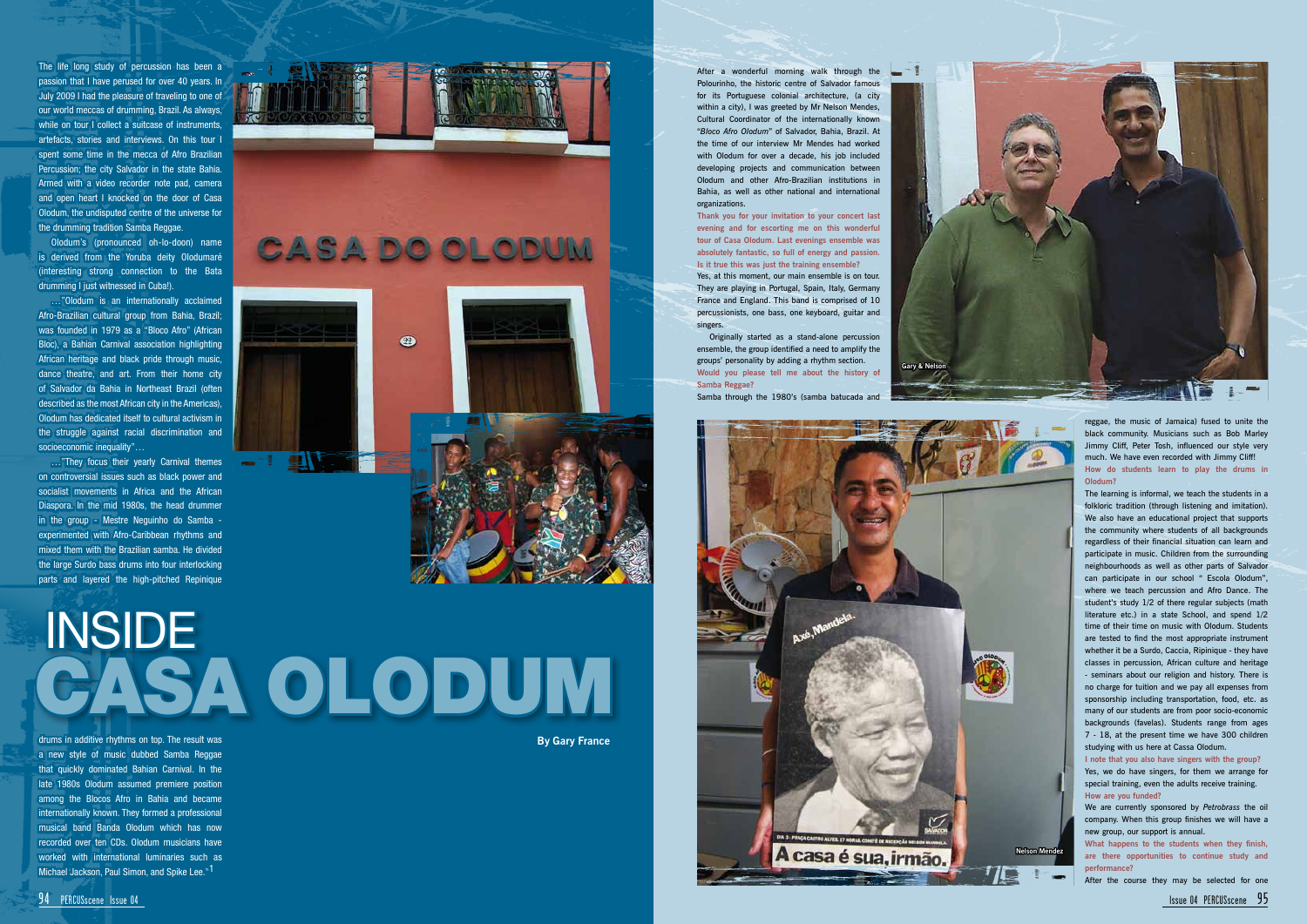# INSIDE CASA OLODUM

**By Gary France**

The life long study of percussion has been a passion that I have perused for over 40 years. In July 2009 I had the pleasure of traveling to one of our world meccas of drumming, Brazil. As always, while on tour I collect a suitcase of instruments, artefacts, stories and interviews. On this tour I spent some time in the mecca of Afro Brazilian Percussion; the city Salvador in the state Bahia. Armed with a video recorder note pad, camera and open heart I knocked on the door of Casa Olodum, the undisputed centre of the universe for the drumming tradition Samba Reggae.

Olodum's (pronounced oh-lo-doon) name is derived from the Yoruba deity Olodumaré (interesting strong connection to the Bata drumming I just witnessed in Cuba!).

…"Olodum is an internationally acclaimed Afro-Brazilian cultural group from Bahia, Brazil; was founded in 1979 as a "Bloco Afro" (African Bloc), a Bahian Carnival association highlighting African heritage and black pride through music, dance theatre, and art. From their home city of Salvador da Bahia in Northeast Brazil (often described as the most African city in the Americas), Olodum has dedicated itself to cultural activism in the struggle against racial discrimination and socioeconomic inequality"…

…"They focus their yearly Carnival themes on controversial issues such as black power and socialist movements in Africa and the African Diaspora. In the mid 1980s, the head drummer in the group - Mestre Neguinho do Samba - experimented with Afro-Caribbean rhythms and mixed them with the Brazilian samba. He divided the large Surdo bass drums into four interlocking parts and layered the high-pitched Repinique drums in additive rhythms on top. The result was a new style of music dubbed Samba Reggae that quickly dominated Bahian Carnival. In the late 1980s Olodum assumed premiere position among the Blocos Afro in Bahia and became internationally known. They formed a professional musical band Banda Olodum which has now recorded over ten CDs. Olodum musicians have worked with international luminaries such as Michael Jackson, Paul Simon, and Spike Lee."[1]

After a wonderful morning walk through the Polourinho, the historic centre of Salvador famous for its Portuguese colonial architecture, (a city within a city), I was greeted by Mr Nelson Mendes, Cultural Coordinator of the internationally known "*Bloco Afro Olodum*" of Salvador, Bahia, Brazil. At the time of our interview Mr Mendes had worked with Olodum for over a decade, his job included developing projects and communication between Olodum and other Afro-Brazilian institutions in Bahia, as well as other national and international organizations.

**Thank you for your invitation to your concert last evening and for escorting me on this wonderful tour of Casa Olodum. Last evenings ensemble was absolutely fantastic, so full of energy and passion. Is it true this was just the training ensemble?**

Yes, at this moment, our main ensemble is on tour. They are playing in Portugal, Spain, Italy, Germany France and England. This band is comprised of 10 percussionists, one bass, one keyboard, guitar and singers.

Originally started as a stand-alone percussion ensemble, the group identified a need to amplify the groups' personality by adding a rhythm section.

**Would you please tell me about the history of Samba Reggae?**

Samba through the 1980's (samba batucada and reggae, the music of Jamaica) fused to unite the black community. Musicians such as Bob Marley Jimmy Cliff, Peter Tosh, influenced our style very much. We have even recorded with Jimmy Cliff!

**How do students learn to play the drums in Olodum?**

The learning is informal, we teach the students in a folkloric tradition (through listening and imitation). We also have an educational project that supports the community where students of all backgrounds regardless of their financial situation can learn and participate in music. Children from the surrounding neighbourhoods as well as other parts of Salvador can participate in our school " Escola Olodum", where we teach percussion and Afro Dance. The student's study 1/2 of there regular subjects (math literature etc.) in a state School, and spend 1/2 time of their time on music with Olodum. Students are tested to find the most appropriate instrument whether it be a Surdo, Caccia, Ripinique - they have classes in percussion, African culture and heritage - seminars about our religion and history. There is no charge for tuition and we pay all expenses from sponsorship including transportation, food, etc. as many of our students are from poor socio-economic backgrounds (favelas). Students range from ages 7 - 18, at the present time we have 300 children studying with us here at Cassa Olodum.

**I note that you also have singers with the group?**

Yes, we do have singers, for them we arrange for special training, even the adults receive training.

**How are you funded?**

We are currently sponsored by *Petrobrass* the oil company. When this group finishes we will have a new group, our support is annual.

**What happens to the students when they finish, are there opportunities to continue study and performance?**

After the course they may be selected for one

Gary & Nelson

Nelson Mendez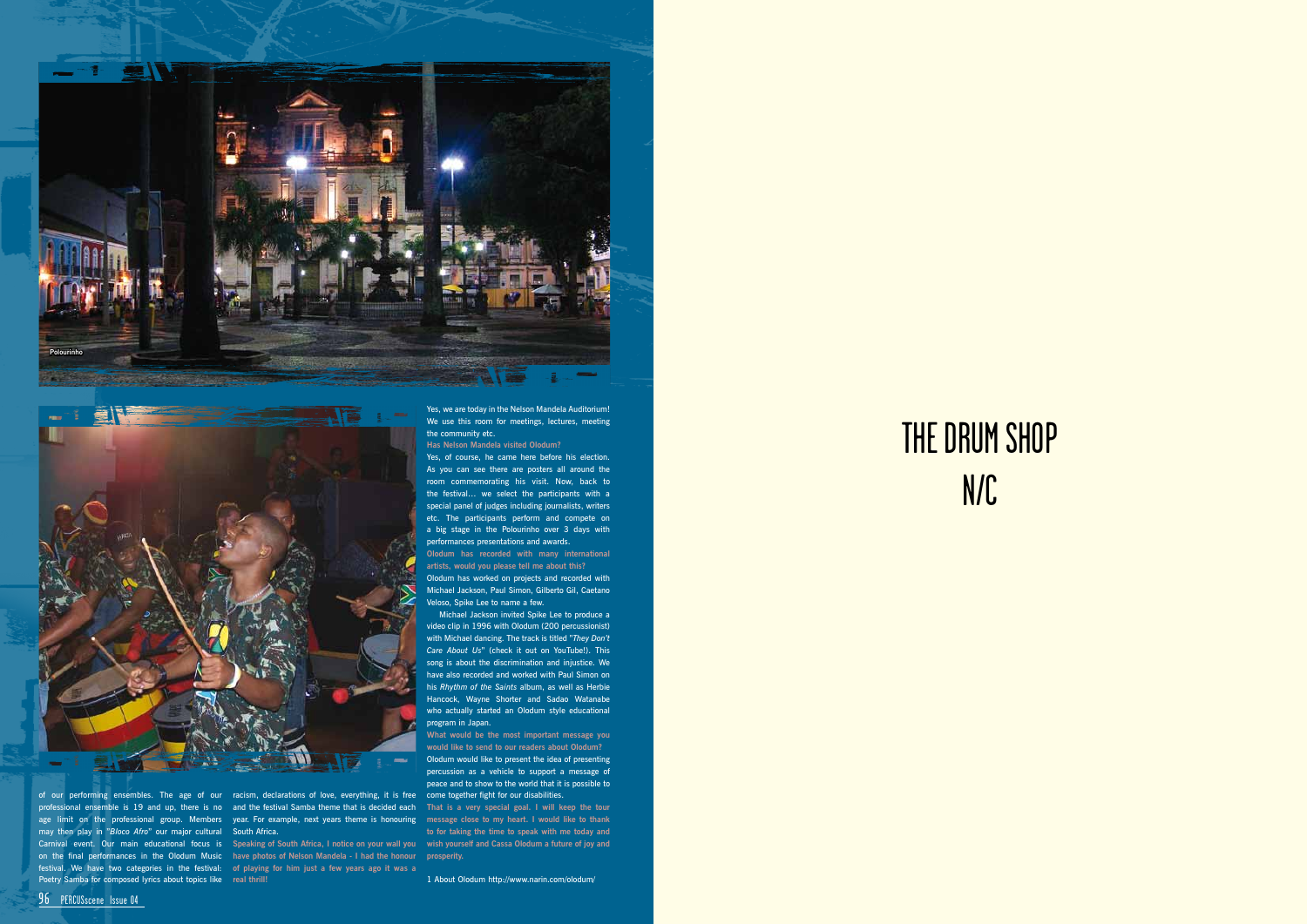Polourinho

of our performing ensembles. The age of our professional ensemble is 19 and up, there is no age limit on the professional group. Members may then play in "*Bloco Afro*" our major cultural Carnival event. Our main educational focus is on the final performances in the Olodum Music festival. We have two categories in the festival: Poetry Samba for composed lyrics about topics like racism, declarations of love, everything, it is free and the festival Samba theme that is decided each year. For example, next years theme is honouring South Africa.

**Speaking of South Africa, I notice on your wall you have photos of Nelson Mandela - I had the honour of playing for him just a few years ago it was a real thrill!**

Yes, we are today in the Nelson Mandela Auditorium! We use this room for meetings, lectures, meeting the community etc.

**Has Nelson Mandela visited Olodum?**

Yes, of course, he came here before his election. As you can see there are posters all around the room commemorating his visit. Now, back to the festival... we select the participants with a special panel of judges including journalists, writers etc. The participants perform and compete on a big stage in the Polourinho over 3 days with performances presentations and awards.

**Olodum has recorded with many international artists, would you please tell me about this?**

Olodum has worked on projects and recorded with Michael Jackson, Paul Simon, Gilberto Gil, Caetano Veloso, Spike Lee to name a few.

Michael Jackson invited Spike Lee to produce a video clip in 1996 with Olodum (200 percussionist) with Michael dancing. The track is titled "*They Don't Care About Us*" (check it out on YouTube!). This song is about the discrimination and injustice. We have also recorded and worked with Paul Simon on his *Rhythm of the Saints* album, as well as Herbie Hancock, Wayne Shorter and Sadao Watanabe who actually started an Olodum style educational program in Japan.

**What would be the most important message you would like to send to our readers about Olodum?**

Olodum would like to present the idea of presenting percussion as a vehicle to support a message of peace and to show to the world that it is possible to come together fight for our disabilities.

**That is a very special goal. I will keep the tour message close to my heart. I would like to thank to for taking the time to speak with me today and wish yourself and Cassa Olodum a future of joy and prosperity.**

1 About Olodum http://www.narin.com/olodum/

# THE DRUM SHOP
# N/C